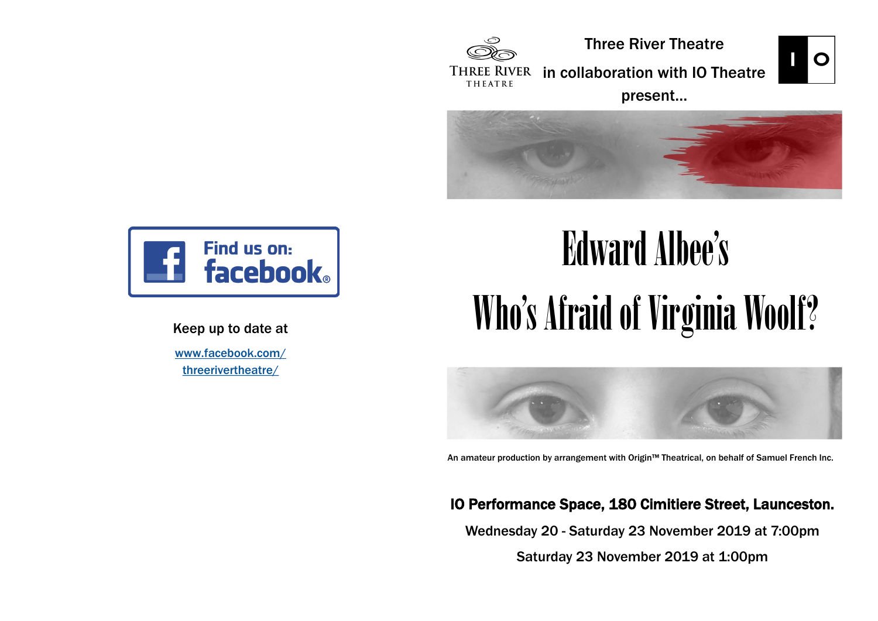Find us on: facebook

Keep up to date at

www.facebook.com/threerivertheatre/

THREE RIVER THEATRE

Three River Theatre

in collaboration with IO Theatre

present...

# Edward Albee's

# Who's Afraid of Virginia Woolf?

An amateur production by arrangement with Origin™ Theatrical, on behalf of Samuel French Inc.

**IO Performance Space, 180 Cimitiere Street, Launceston.**

Wednesday 20 - Saturday 23 November 2019 at 7:00pm

Saturday 23 November 2019 at 1:00pm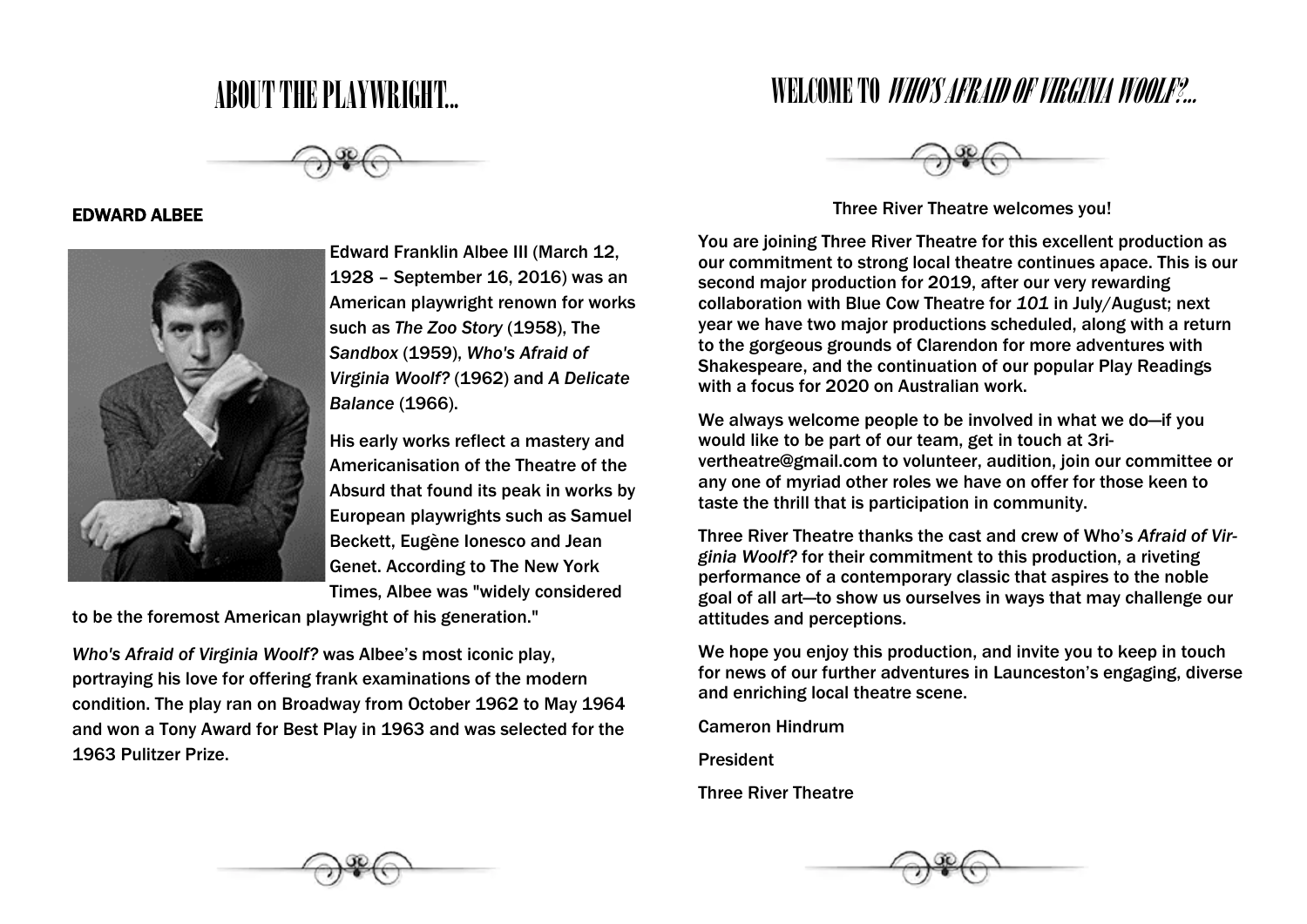# ABOUT THE PLAYWRIGHT...

## EDWARD ALBEE

Edward Franklin Albee III (March 12, 1928 – September 16, 2016) was an American playwright renown for works such as *The Zoo Story* (1958), The *Sandbox* (1959), *Who's Afraid of Virginia Woolf?* (1962) and *A Delicate Balance* (1966).

His early works reflect a mastery and Americanisation of the Theatre of the Absurd that found its peak in works by European playwrights such as Samuel Beckett, Eugène Ionesco and Jean Genet. According to The New York Times, Albee was "widely considered to be the foremost American playwright of his generation."

*Who's Afraid of Virginia Woolf?* was Albee's most iconic play, portraying his love for offering frank examinations of the modern condition. The play ran on Broadway from October 1962 to May 1964 and won a Tony Award for Best Play in 1963 and was selected for the 1963 Pulitzer Prize.

# WELCOME TO *WHO'S AFRAID OF VIRGINIA WOOLF?*...

Three River Theatre welcomes you!

You are joining Three River Theatre for this excellent production as our commitment to strong local theatre continues apace. This is our second major production for 2019, after our very rewarding collaboration with Blue Cow Theatre for *101* in July/August; next year we have two major productions scheduled, along with a return to the gorgeous grounds of Clarendon for more adventures with Shakespeare, and the continuation of our popular Play Readings with a focus for 2020 on Australian work.

We always welcome people to be involved in what we do—if you would like to be part of our team, get in touch at 3rivertheatre@gmail.com to volunteer, audition, join our committee or any one of myriad other roles we have on offer for those keen to taste the thrill that is participation in community.

Three River Theatre thanks the cast and crew of Who's *Afraid of Virginia Woolf?* for their commitment to this production, a riveting performance of a contemporary classic that aspires to the noble goal of all art—to show us ourselves in ways that may challenge our attitudes and perceptions.

We hope you enjoy this production, and invite you to keep in touch for news of our further adventures in Launceston's engaging, diverse and enriching local theatre scene.

Cameron Hindrum

President

Three River Theatre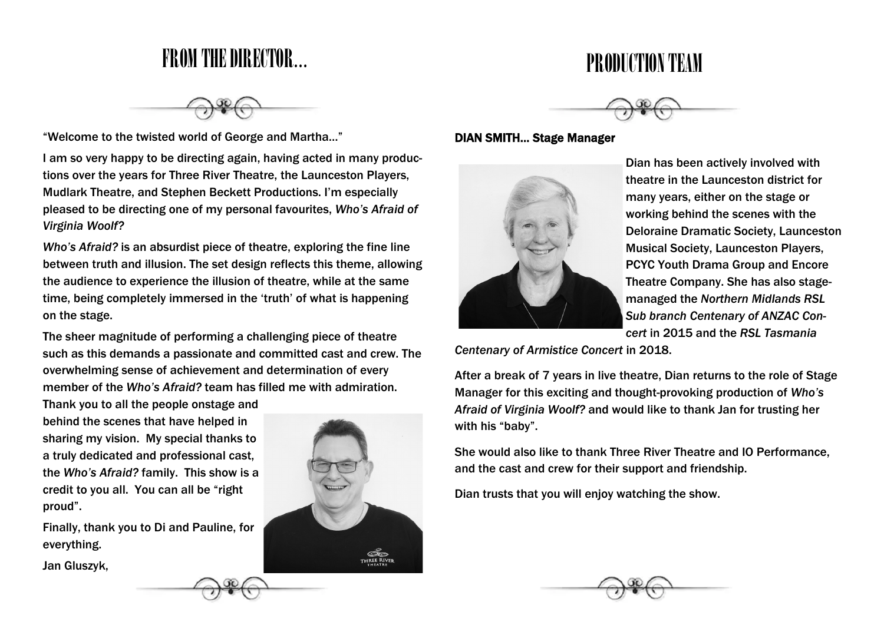# FROM THE DIRECTOR...

"Welcome to the twisted world of George and Martha..."

I am so very happy to be directing again, having acted in many productions over the years for Three River Theatre, the Launceston Players, Mudlark Theatre, and Stephen Beckett Productions. I'm especially pleased to be directing one of my personal favourites, *Who's Afraid of Virginia Woolf?*

*Who's Afraid?* is an absurdist piece of theatre, exploring the fine line between truth and illusion. The set design reflects this theme, allowing the audience to experience the illusion of theatre, while at the same time, being completely immersed in the 'truth' of what is happening on the stage.

The sheer magnitude of performing a challenging piece of theatre such as this demands a passionate and committed cast and crew. The overwhelming sense of achievement and determination of every member of the *Who's Afraid?* team has filled me with admiration.

Thank you to all the people onstage and behind the scenes that have helped in sharing my vision. My special thanks to a truly dedicated and professional cast, the *Who's Afraid?* family. This show is a credit to you all. You can all be "right proud".

Finally, thank you to Di and Pauline, for everything.

Jan Gluszyk,

# PRODUCTION TEAM

**DIAN SMITH... Stage Manager**

Dian has been actively involved with theatre in the Launceston district for many years, either on the stage or working behind the scenes with the Deloraine Dramatic Society, Launceston Musical Society, Launceston Players, PCYC Youth Drama Group and Encore Theatre Company. She has also stage-managed the *Northern Midlands RSL Sub branch Centenary of ANZAC Concert* in 2015 and the *RSL Tasmania Centenary of Armistice Concert* in 2018.

After a break of 7 years in live theatre, Dian returns to the role of Stage Manager for this exciting and thought-provoking production of *Who's Afraid of Virginia Woolf?* and would like to thank Jan for trusting her with his "baby".

She would also like to thank Three River Theatre and IO Performance, and the cast and crew for their support and friendship.

Dian trusts that you will enjoy watching the show.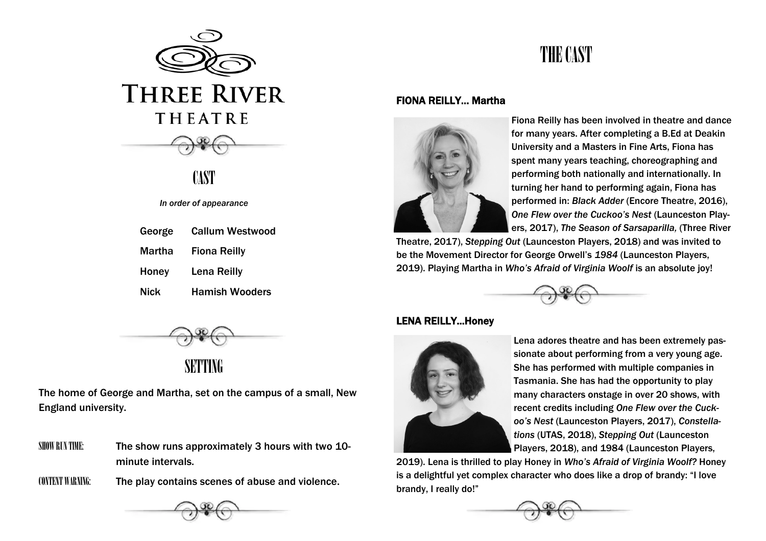# THREE RIVER THEATRE

## CAST

*In order of appearance*

| | |
|---|---|
| George | Callum Westwood |
| Martha | Fiona Reilly |
| Honey | Lena Reilly |
| Nick | Hamish Wooders |

## SETTING

The home of George and Martha, set on the campus of a small, New England university.

SHOW RUN TIME: The show runs approximately 3 hours with two 10-minute intervals.

CONTENT WARNING: The play contains scenes of abuse and violence.

## THE CAST

### FIONA REILLY... Martha

Fiona Reilly has been involved in theatre and dance for many years. After completing a B.Ed at Deakin University and a Masters in Fine Arts, Fiona has spent many years teaching, choreographing and performing both nationally and internationally. In turning her hand to performing again, Fiona has performed in: *Black Adder* (Encore Theatre, 2016), *One Flew over the Cuckoo's Nest* (Launceston Players, 2017), *The Season of Sarsaparilla,* (Three River Theatre, 2017), *Stepping Out* (Launceston Players, 2018) and was invited to be the Movement Director for George Orwell's *1984* (Launceston Players, 2019). Playing Martha in *Who's Afraid of Virginia Woolf* is an absolute joy!

### LENA REILLY...Honey

Lena adores theatre and has been extremely passionate about performing from a very young age. She has performed with multiple companies in Tasmania. She has had the opportunity to play many characters onstage in over 20 shows, with recent credits including *One Flew over the Cuckoo's Nest* (Launceston Players, 2017), *Constellations* (UTAS, 2018), *Stepping Out* (Launceston Players, 2018), and 1984 (Launceston Players, 2019). Lena is thrilled to play Honey in *Who's Afraid of Virginia Woolf?* Honey is a delightful yet complex character who does like a drop of brandy: "I love brandy, I really do!"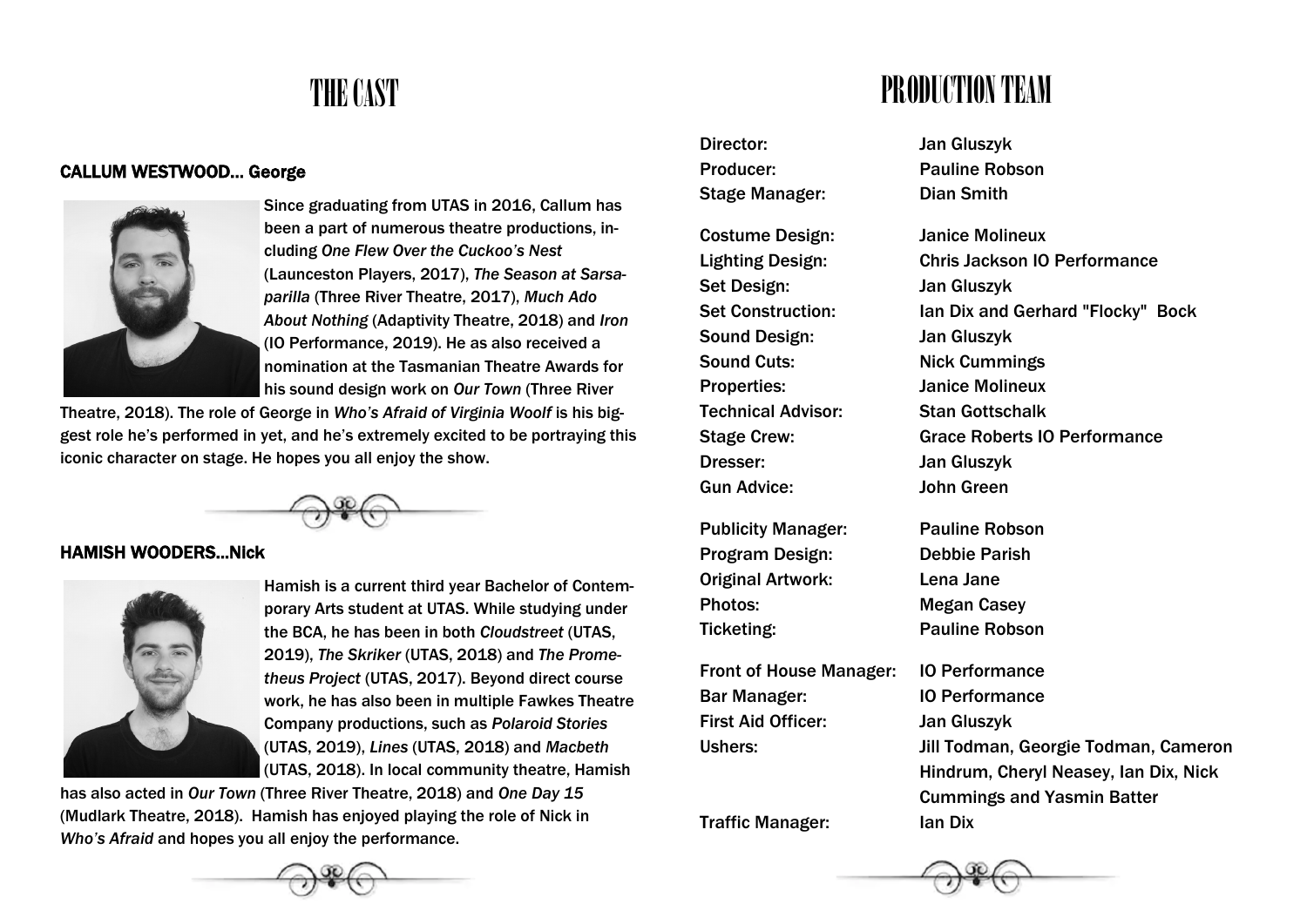# THE CAST

### CALLUM WESTWOOD… George

Since graduating from UTAS in 2016, Callum has been a part of numerous theatre productions, including *One Flew Over the Cuckoo's Nest* (Launceston Players, 2017), *The Season at Sarsaparilla* (Three River Theatre, 2017), *Much Ado About Nothing* (Adaptivity Theatre, 2018) and *Iron* (IO Performance, 2019). He as also received a nomination at the Tasmanian Theatre Awards for his sound design work on *Our Town* (Three River Theatre, 2018). The role of George in *Who's Afraid of Virginia Woolf* is his biggest role he's performed in yet, and he's extremely excited to be portraying this iconic character on stage. He hopes you all enjoy the show.

### HAMISH WOODERS…Nick

Hamish is a current third year Bachelor of Contemporary Arts student at UTAS. While studying under the BCA, he has been in both *Cloudstreet* (UTAS, 2019), *The Skriker* (UTAS, 2018) and *The Prometheus Project* (UTAS, 2017). Beyond direct course work, he has also been in multiple Fawkes Theatre Company productions, such as *Polaroid Stories* (UTAS, 2019), *Lines* (UTAS, 2018) and *Macbeth* (UTAS, 2018). In local community theatre, Hamish has also acted in *Our Town* (Three River Theatre, 2018) and *One Day 15* (Mudlark Theatre, 2018). Hamish has enjoyed playing the role of Nick in *Who's Afraid* and hopes you all enjoy the performance.

# PRODUCTION TEAM

Director: Jan Gluszyk
Producer: Pauline Robson
Stage Manager: Dian Smith

Costume Design: Janice Molineux
Lighting Design: Chris Jackson IO Performance
Set Design: Jan Gluszyk
Set Construction: Ian Dix and Gerhard "Flocky" Bock
Sound Design: Jan Gluszyk
Sound Cuts: Nick Cummings
Properties: Janice Molineux
Technical Advisor: Stan Gottschalk
Stage Crew: Grace Roberts IO Performance
Dresser: Jan Gluszyk
Gun Advice: John Green

Publicity Manager: Pauline Robson
Program Design: Debbie Parish
Original Artwork: Lena Jane
Photos: Megan Casey
Ticketing: Pauline Robson

Front of House Manager: IO Performance
Bar Manager: IO Performance
First Aid Officer: Jan Gluszyk
Ushers: Jill Todman, Georgie Todman, Cameron Hindrum, Cheryl Neasey, Ian Dix, Nick Cummings and Yasmin Batter
Traffic Manager: Ian Dix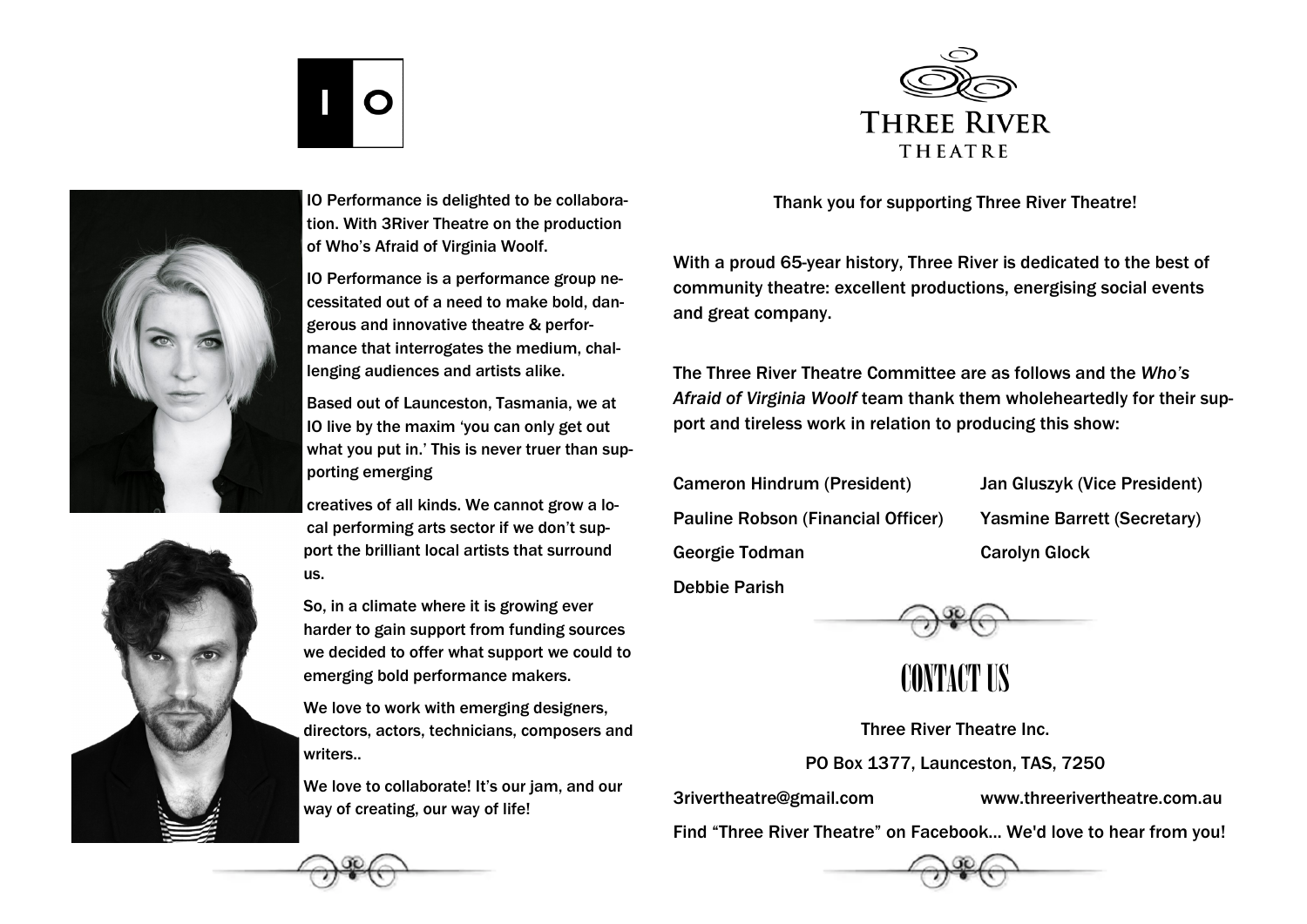IO Performance is delighted to be collaboration. With 3River Theatre on the production of Who's Afraid of Virginia Woolf.

IO Performance is a performance group necessitated out of a need to make bold, dangerous and innovative theatre & performance that interrogates the medium, challenging audiences and artists alike.

Based out of Launceston, Tasmania, we at IO live by the maxim 'you can only get out what you put in.' This is never truer than supporting emerging

creatives of all kinds. We cannot grow a local performing arts sector if we don't support the brilliant local artists that surround us.

So, in a climate where it is growing ever harder to gain support from funding sources we decided to offer what support we could to emerging bold performance makers.

We love to work with emerging designers, directors, actors, technicians, composers and writers..

We love to collaborate! It's our jam, and our way of creating, our way of life!

Thank you for supporting Three River Theatre!

With a proud 65-year history, Three River is dedicated to the best of community theatre: excellent productions, energising social events and great company.

The Three River Theatre Committee are as follows and the *Who's Afraid of Virginia Woolf* team thank them wholeheartedly for their support and tireless work in relation to producing this show:

Cameron Hindrum (President)
Jan Gluszyk (Vice President)
Pauline Robson (Financial Officer)
Yasmine Barrett (Secretary)
Georgie Todman
Carolyn Glock
Debbie Parish

# CONTACT US

Three River Theatre Inc.

PO Box 1377, Launceston, TAS, 7250

3rivertheatre@gmail.com www.threerivertheatre.com.au

Find "Three River Theatre" on Facebook... We'd love to hear from you!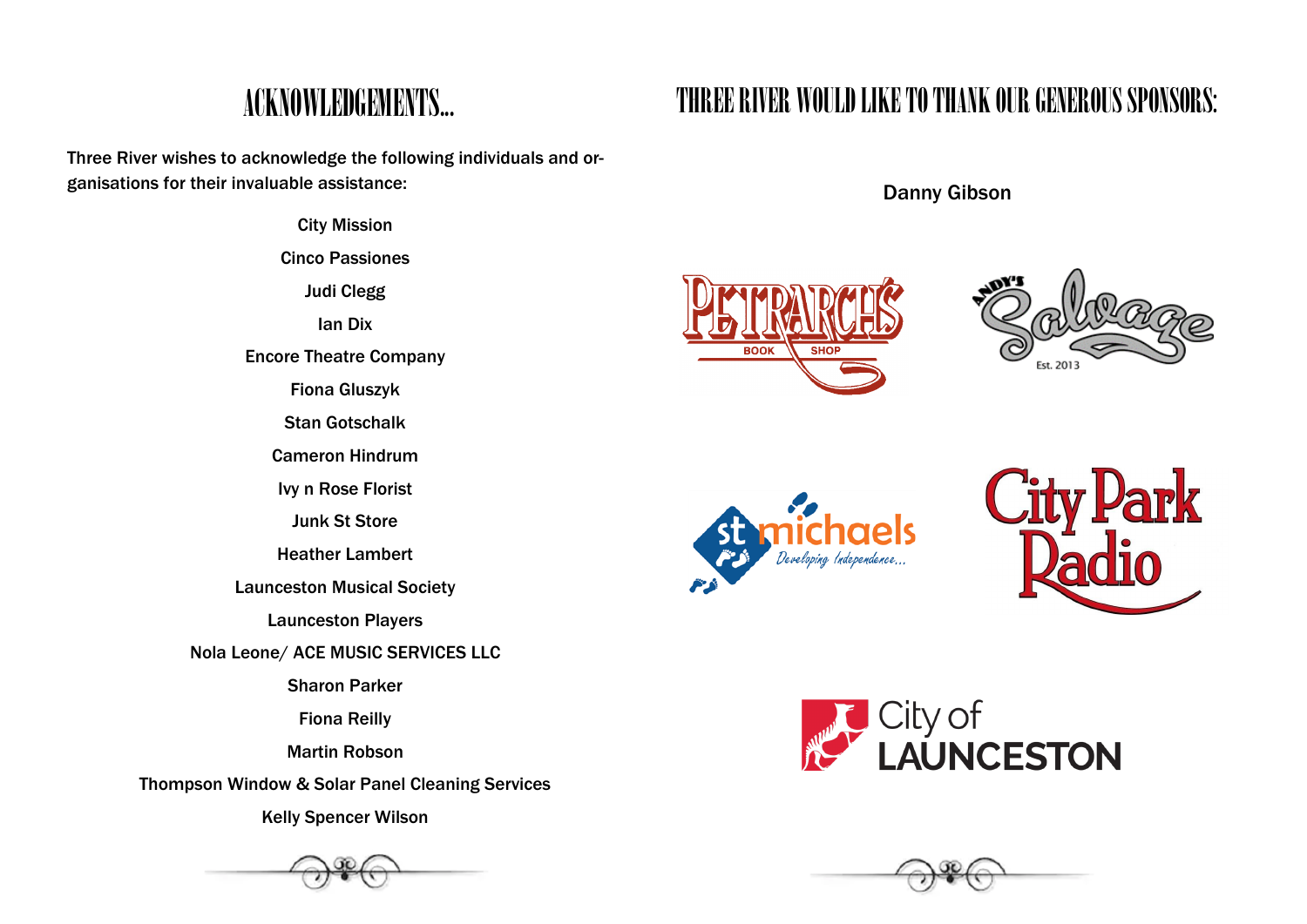# ACKNOWLEDGEMENTS...

Three River wishes to acknowledge the following individuals and organisations for their invaluable assistance:

City Mission

Cinco Passiones

Judi Clegg

Ian Dix

Encore Theatre Company

Fiona Gluszyk

Stan Gotschalk

Cameron Hindrum

Ivy n Rose Florist

Junk St Store

Heather Lambert

Launceston Musical Society

Launceston Players

Nola Leone/ ACE MUSIC SERVICES LLC

Sharon Parker

Fiona Reilly

Martin Robson

Thompson Window & Solar Panel Cleaning Services

Kelly Spencer Wilson

# THREE RIVER WOULD LIKE TO THANK OUR GENEROUS SPONSORS:

Danny Gibson

PETRARCH'S BOOK SHOP

ANDY'S Salvage Est. 2013

st michaels Developing Independence...

City Park Radio

City of LAUNCESTON